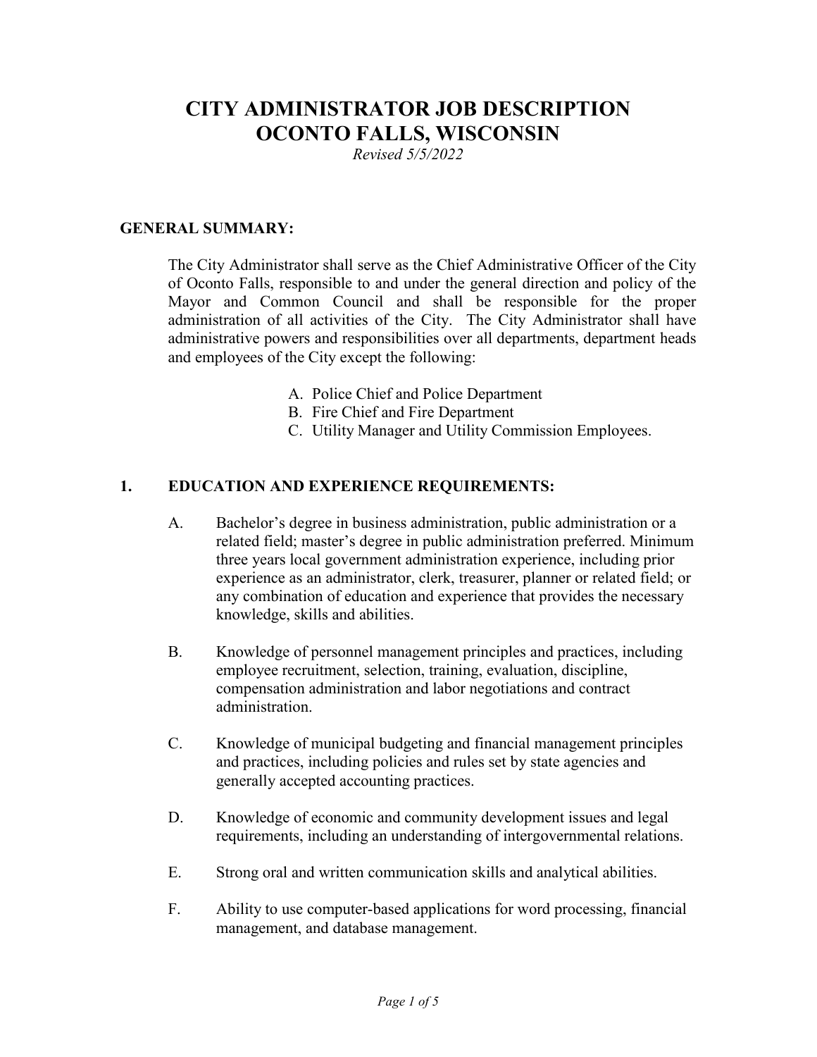# CITY ADMINISTRATOR JOB DESCRIPTION
# OCONTO FALLS, WISCONSIN

*Revised 5/5/2022*

## GENERAL SUMMARY:

The City Administrator shall serve as the Chief Administrative Officer of the City of Oconto Falls, responsible to and under the general direction and policy of the Mayor and Common Council and shall be responsible for the proper administration of all activities of the City. The City Administrator shall have administrative powers and responsibilities over all departments, department heads and employees of the City except the following:

A. Police Chief and Police Department
B. Fire Chief and Fire Department
C. Utility Manager and Utility Commission Employees.

## 1. EDUCATION AND EXPERIENCE REQUIREMENTS:

A. Bachelor's degree in business administration, public administration or a related field; master's degree in public administration preferred. Minimum three years local government administration experience, including prior experience as an administrator, clerk, treasurer, planner or related field; or any combination of education and experience that provides the necessary knowledge, skills and abilities.

B. Knowledge of personnel management principles and practices, including employee recruitment, selection, training, evaluation, discipline, compensation administration and labor negotiations and contract administration.

C. Knowledge of municipal budgeting and financial management principles and practices, including policies and rules set by state agencies and generally accepted accounting practices.

D. Knowledge of economic and community development issues and legal requirements, including an understanding of intergovernmental relations.

E. Strong oral and written communication skills and analytical abilities.

F. Ability to use computer-based applications for word processing, financial management, and database management.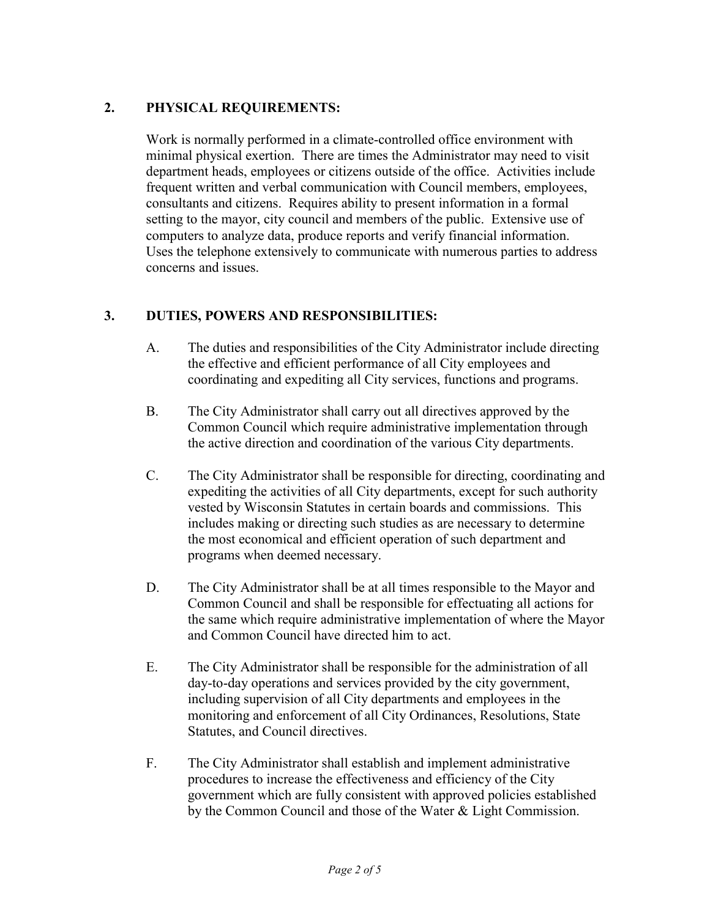## 2. PHYSICAL REQUIREMENTS:

Work is normally performed in a climate-controlled office environment with minimal physical exertion. There are times the Administrator may need to visit department heads, employees or citizens outside of the office. Activities include frequent written and verbal communication with Council members, employees, consultants and citizens. Requires ability to present information in a formal setting to the mayor, city council and members of the public. Extensive use of computers to analyze data, produce reports and verify financial information. Uses the telephone extensively to communicate with numerous parties to address concerns and issues.

## 3. DUTIES, POWERS AND RESPONSIBILITIES:

A. The duties and responsibilities of the City Administrator include directing the effective and efficient performance of all City employees and coordinating and expediting all City services, functions and programs.

B. The City Administrator shall carry out all directives approved by the Common Council which require administrative implementation through the active direction and coordination of the various City departments.

C. The City Administrator shall be responsible for directing, coordinating and expediting the activities of all City departments, except for such authority vested by Wisconsin Statutes in certain boards and commissions. This includes making or directing such studies as are necessary to determine the most economical and efficient operation of such department and programs when deemed necessary.

D. The City Administrator shall be at all times responsible to the Mayor and Common Council and shall be responsible for effectuating all actions for the same which require administrative implementation of where the Mayor and Common Council have directed him to act.

E. The City Administrator shall be responsible for the administration of all day-to-day operations and services provided by the city government, including supervision of all City departments and employees in the monitoring and enforcement of all City Ordinances, Resolutions, State Statutes, and Council directives.

F. The City Administrator shall establish and implement administrative procedures to increase the effectiveness and efficiency of the City government which are fully consistent with approved policies established by the Common Council and those of the Water & Light Commission.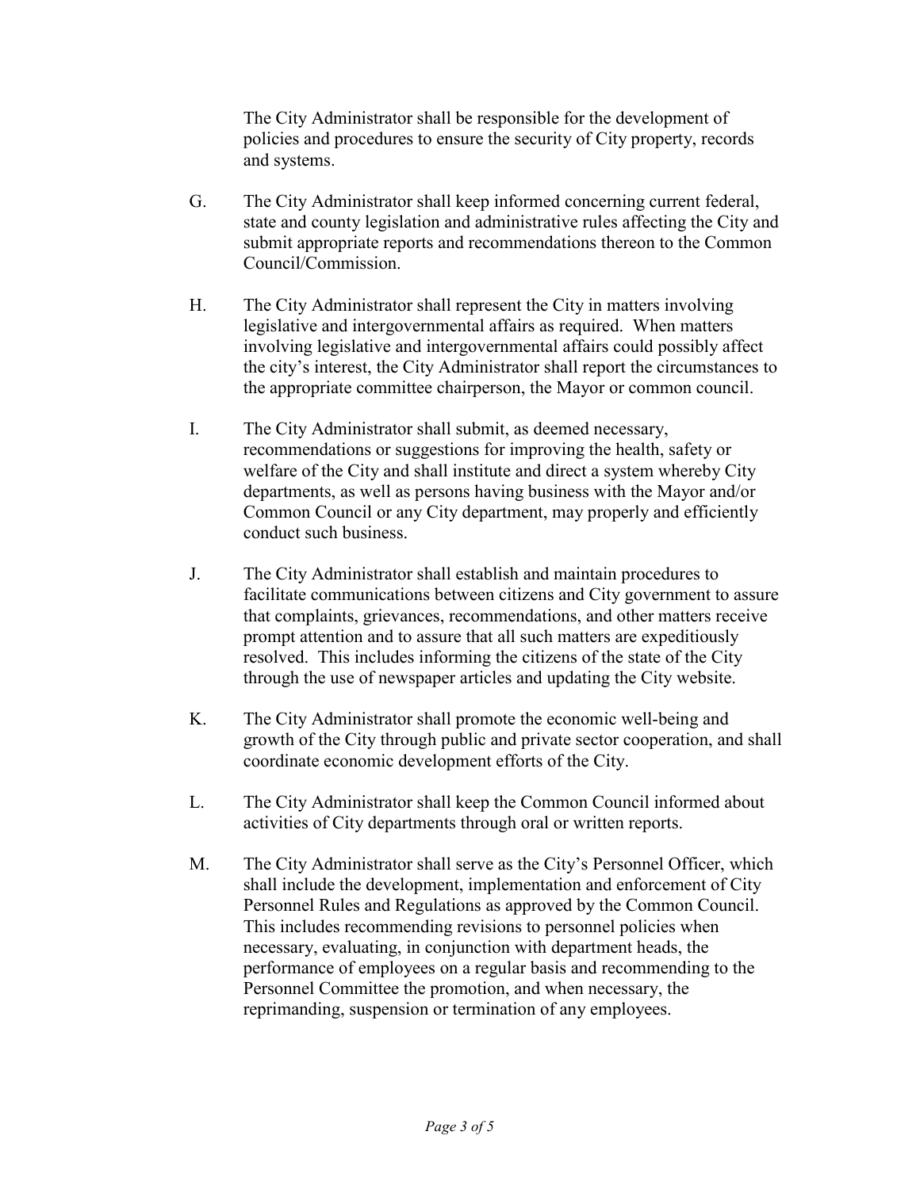The City Administrator shall be responsible for the development of policies and procedures to ensure the security of City property, records and systems.

G. The City Administrator shall keep informed concerning current federal, state and county legislation and administrative rules affecting the City and submit appropriate reports and recommendations thereon to the Common Council/Commission.

H. The City Administrator shall represent the City in matters involving legislative and intergovernmental affairs as required. When matters involving legislative and intergovernmental affairs could possibly affect the city's interest, the City Administrator shall report the circumstances to the appropriate committee chairperson, the Mayor or common council.

I. The City Administrator shall submit, as deemed necessary, recommendations or suggestions for improving the health, safety or welfare of the City and shall institute and direct a system whereby City departments, as well as persons having business with the Mayor and/or Common Council or any City department, may properly and efficiently conduct such business.

J. The City Administrator shall establish and maintain procedures to facilitate communications between citizens and City government to assure that complaints, grievances, recommendations, and other matters receive prompt attention and to assure that all such matters are expeditiously resolved. This includes informing the citizens of the state of the City through the use of newspaper articles and updating the City website.

K. The City Administrator shall promote the economic well-being and growth of the City through public and private sector cooperation, and shall coordinate economic development efforts of the City.

L. The City Administrator shall keep the Common Council informed about activities of City departments through oral or written reports.

M. The City Administrator shall serve as the City's Personnel Officer, which shall include the development, implementation and enforcement of City Personnel Rules and Regulations as approved by the Common Council. This includes recommending revisions to personnel policies when necessary, evaluating, in conjunction with department heads, the performance of employees on a regular basis and recommending to the Personnel Committee the promotion, and when necessary, the reprimanding, suspension or termination of any employees.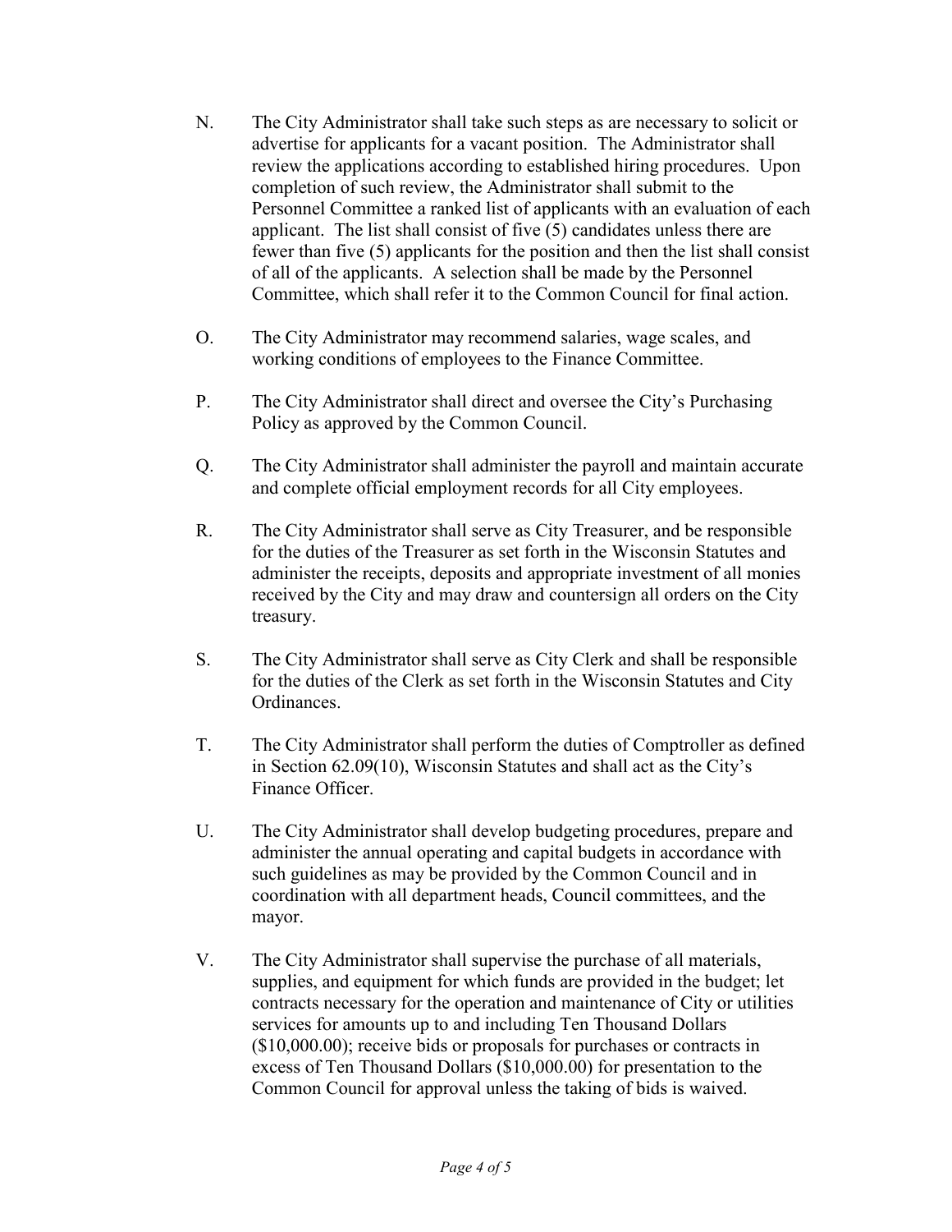N. The City Administrator shall take such steps as are necessary to solicit or advertise for applicants for a vacant position. The Administrator shall review the applications according to established hiring procedures. Upon completion of such review, the Administrator shall submit to the Personnel Committee a ranked list of applicants with an evaluation of each applicant. The list shall consist of five (5) candidates unless there are fewer than five (5) applicants for the position and then the list shall consist of all of the applicants. A selection shall be made by the Personnel Committee, which shall refer it to the Common Council for final action.

O. The City Administrator may recommend salaries, wage scales, and working conditions of employees to the Finance Committee.

P. The City Administrator shall direct and oversee the City's Purchasing Policy as approved by the Common Council.

Q. The City Administrator shall administer the payroll and maintain accurate and complete official employment records for all City employees.

R. The City Administrator shall serve as City Treasurer, and be responsible for the duties of the Treasurer as set forth in the Wisconsin Statutes and administer the receipts, deposits and appropriate investment of all monies received by the City and may draw and countersign all orders on the City treasury.

S. The City Administrator shall serve as City Clerk and shall be responsible for the duties of the Clerk as set forth in the Wisconsin Statutes and City Ordinances.

T. The City Administrator shall perform the duties of Comptroller as defined in Section 62.09(10), Wisconsin Statutes and shall act as the City's Finance Officer.

U. The City Administrator shall develop budgeting procedures, prepare and administer the annual operating and capital budgets in accordance with such guidelines as may be provided by the Common Council and in coordination with all department heads, Council committees, and the mayor.

V. The City Administrator shall supervise the purchase of all materials, supplies, and equipment for which funds are provided in the budget; let contracts necessary for the operation and maintenance of City or utilities services for amounts up to and including Ten Thousand Dollars ($10,000.00); receive bids or proposals for purchases or contracts in excess of Ten Thousand Dollars ($10,000.00) for presentation to the Common Council for approval unless the taking of bids is waived.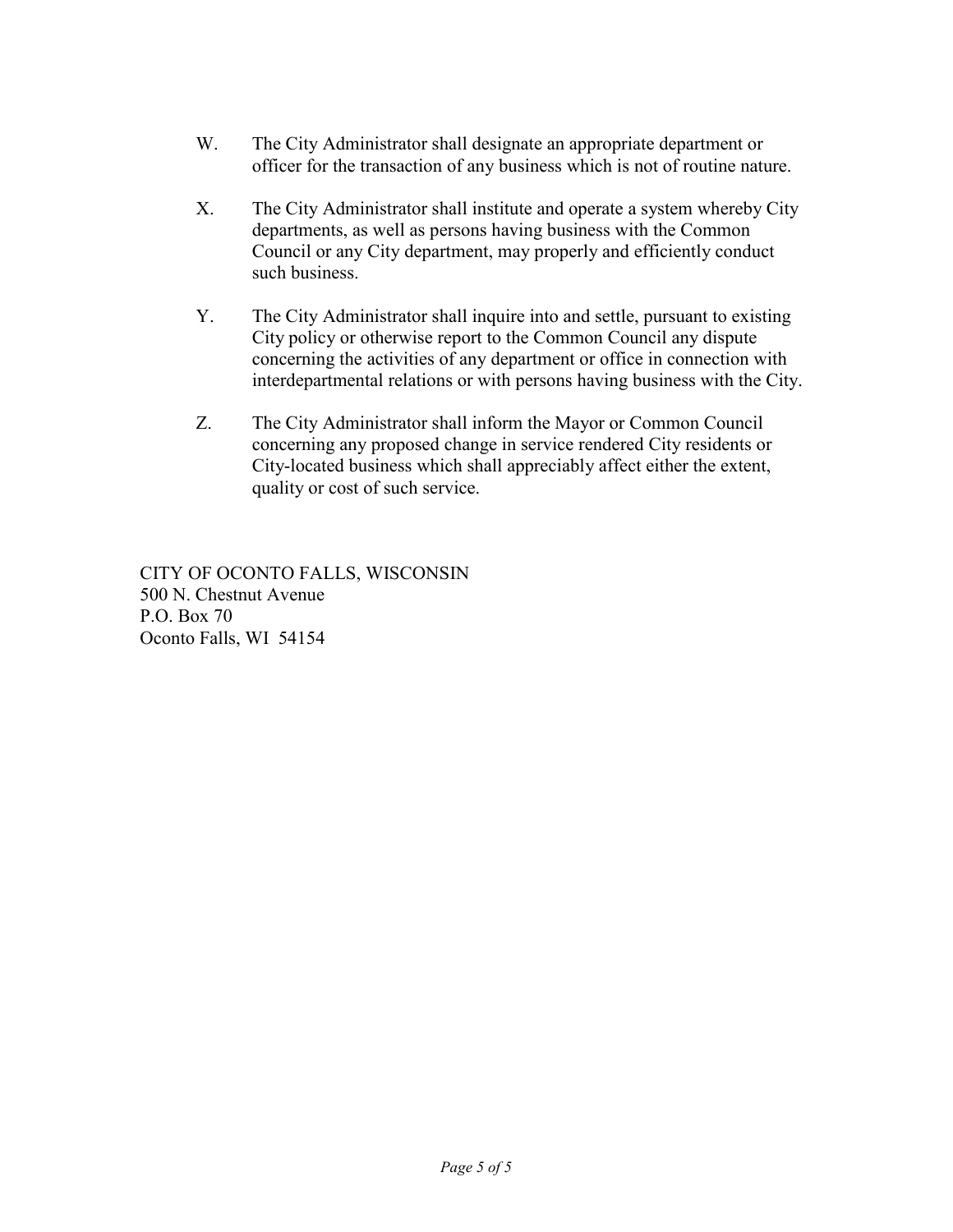W. The City Administrator shall designate an appropriate department or officer for the transaction of any business which is not of routine nature.

X. The City Administrator shall institute and operate a system whereby City departments, as well as persons having business with the Common Council or any City department, may properly and efficiently conduct such business.

Y. The City Administrator shall inquire into and settle, pursuant to existing City policy or otherwise report to the Common Council any dispute concerning the activities of any department or office in connection with interdepartmental relations or with persons having business with the City.

Z. The City Administrator shall inform the Mayor or Common Council concerning any proposed change in service rendered City residents or City-located business which shall appreciably affect either the extent, quality or cost of such service.

CITY OF OCONTO FALLS, WISCONSIN
500 N. Chestnut Avenue
P.O. Box 70
Oconto Falls, WI 54154